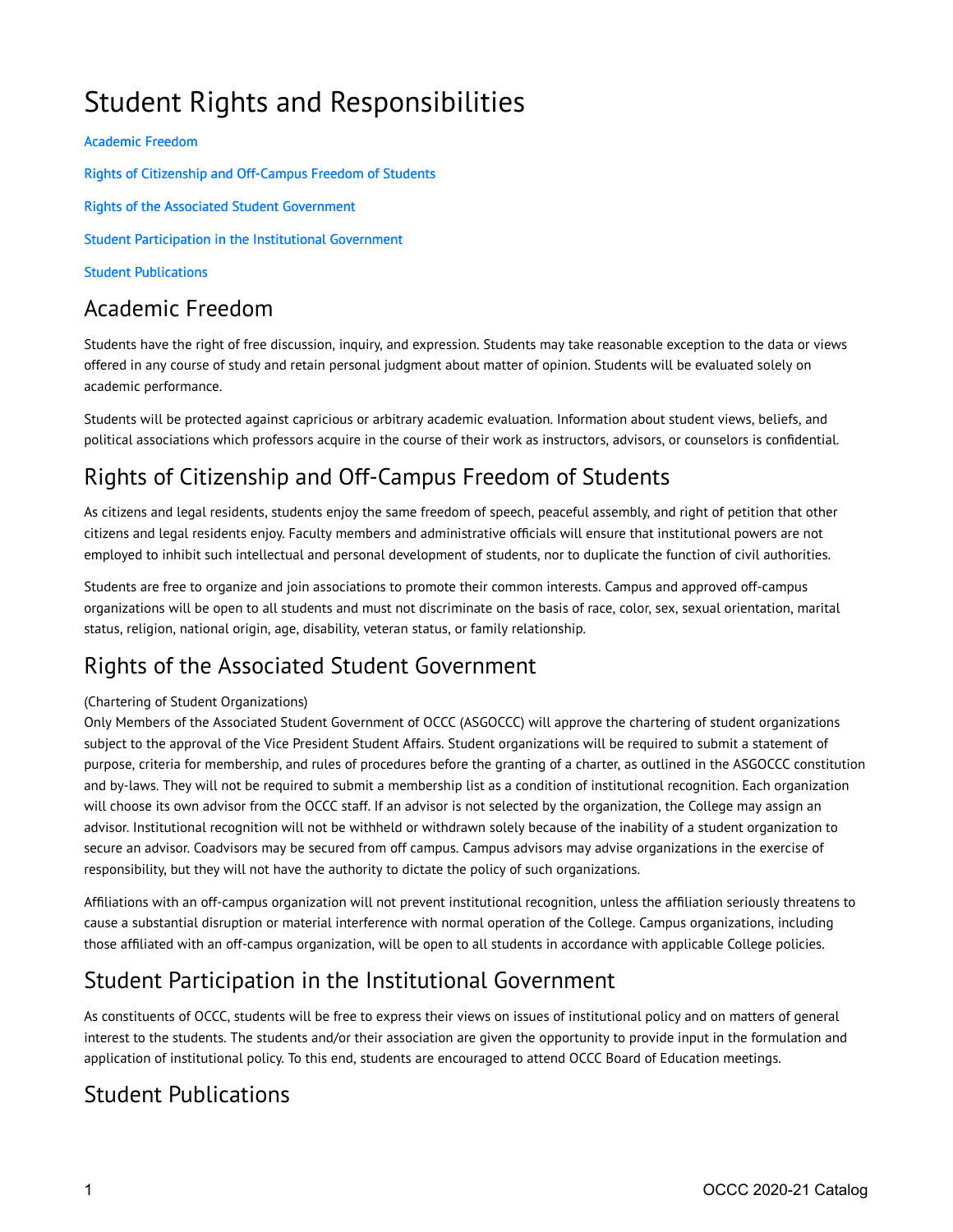# Student Rights and Responsibilities

Academic Freedom

Rights of Citizenship and Off-Campus Freedom of Students

Rights of the Associated Student Government

Student Participation in the Institutional Government

Student Publications

## Academic Freedom

Students have the right of free discussion, inquiry, and expression. Students may take reasonable exception to the data or views offered in any course of study and retain personal judgment about matter of opinion. Students will be evaluated solely on academic performance.

Students will be protected against capricious or arbitrary academic evaluation. Information about student views, beliefs, and political associations which professors acquire in the course of their work as instructors, advisors, or counselors is confidential.

## Rights of Citizenship and Off-Campus Freedom of Students

As citizens and legal residents, students enjoy the same freedom of speech, peaceful assembly, and right of petition that other citizens and legal residents enjoy. Faculty members and administrative officials will ensure that institutional powers are not employed to inhibit such intellectual and personal development of students, nor to duplicate the function of civil authorities.

Students are free to organize and join associations to promote their common interests. Campus and approved off-campus organizations will be open to all students and must not discriminate on the basis of race, color, sex, sexual orientation, marital status, religion, national origin, age, disability, veteran status, or family relationship.

## Rights of the Associated Student Government

(Chartering of Student Organizations)
Only Members of the Associated Student Government of OCCC (ASGOCCC) will approve the chartering of student organizations subject to the approval of the Vice President Student Affairs. Student organizations will be required to submit a statement of purpose, criteria for membership, and rules of procedures before the granting of a charter, as outlined in the ASGOCCC constitution and by-laws. They will not be required to submit a membership list as a condition of institutional recognition. Each organization will choose its own advisor from the OCCC staff. If an advisor is not selected by the organization, the College may assign an advisor. Institutional recognition will not be withheld or withdrawn solely because of the inability of a student organization to secure an advisor. Coadvisors may be secured from off campus. Campus advisors may advise organizations in the exercise of responsibility, but they will not have the authority to dictate the policy of such organizations.

Affiliations with an off-campus organization will not prevent institutional recognition, unless the affiliation seriously threatens to cause a substantial disruption or material interference with normal operation of the College. Campus organizations, including those affiliated with an off-campus organization, will be open to all students in accordance with applicable College policies.

## Student Participation in the Institutional Government

As constituents of OCCC, students will be free to express their views on issues of institutional policy and on matters of general interest to the students. The students and/or their association are given the opportunity to provide input in the formulation and application of institutional policy. To this end, students are encouraged to attend OCCC Board of Education meetings.

## Student Publications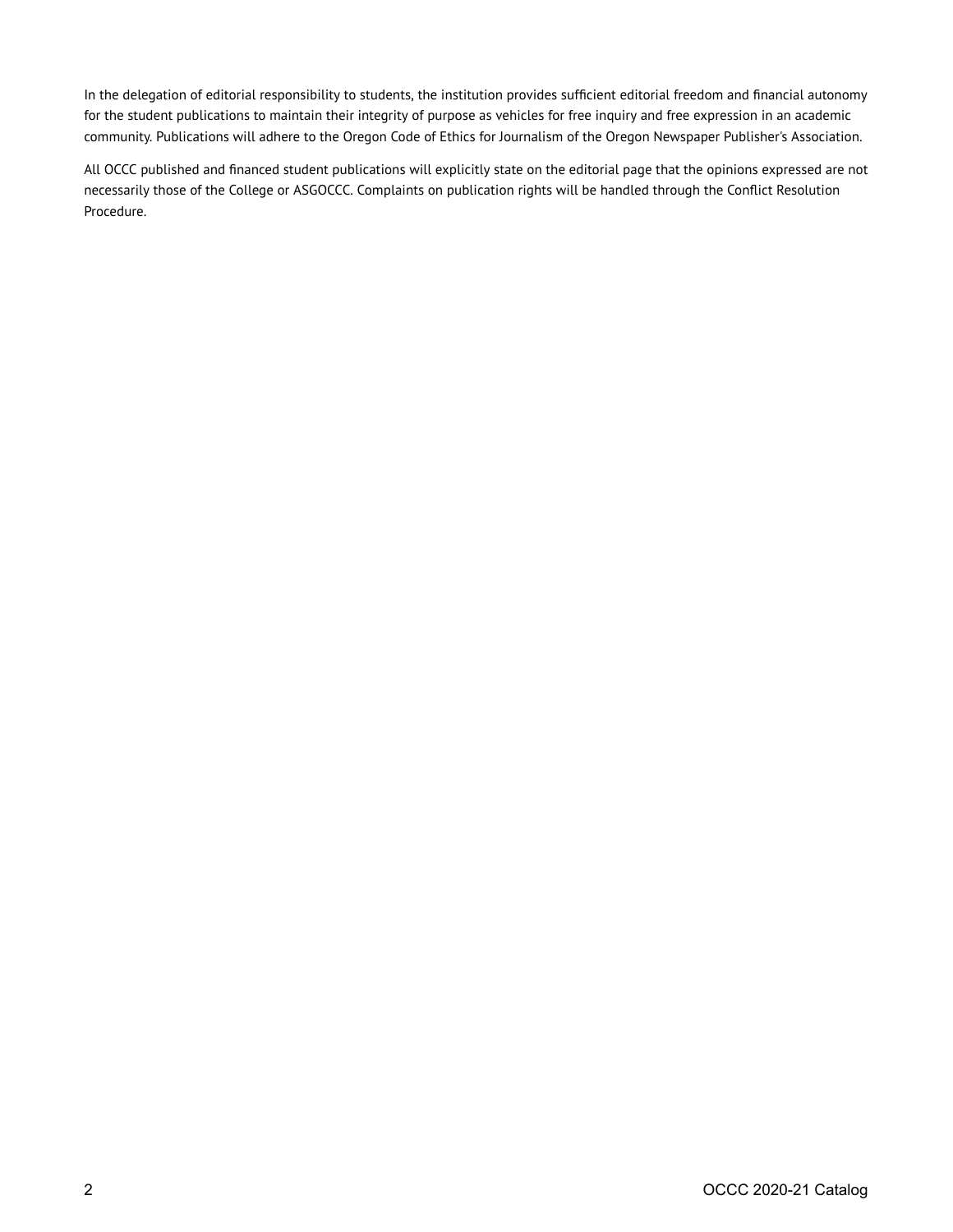In the delegation of editorial responsibility to students, the institution provides sufficient editorial freedom and financial autonomy for the student publications to maintain their integrity of purpose as vehicles for free inquiry and free expression in an academic community. Publications will adhere to the Oregon Code of Ethics for Journalism of the Oregon Newspaper Publisher's Association.

All OCCC published and financed student publications will explicitly state on the editorial page that the opinions expressed are not necessarily those of the College or ASGOCCC. Complaints on publication rights will be handled through the Conflict Resolution Procedure.